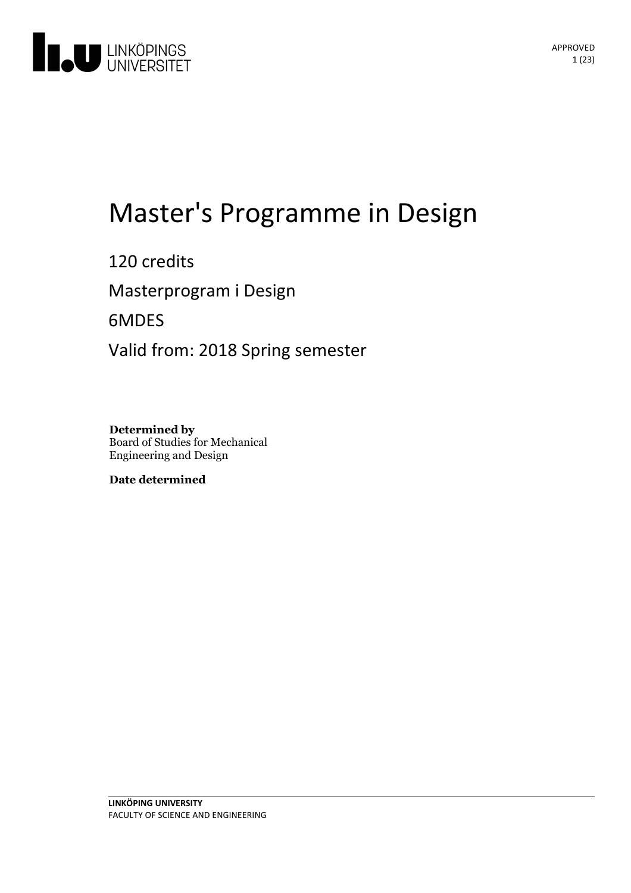# Master's Programme in Design

120 credits

Masterprogram i Design

6MDES

Valid from: 2018 Spring semester

**Determined by**
Board of Studies for Mechanical Engineering and Design

**Date determined**

**LINKÖPING UNIVERSITY**
FACULTY OF SCIENCE AND ENGINEERING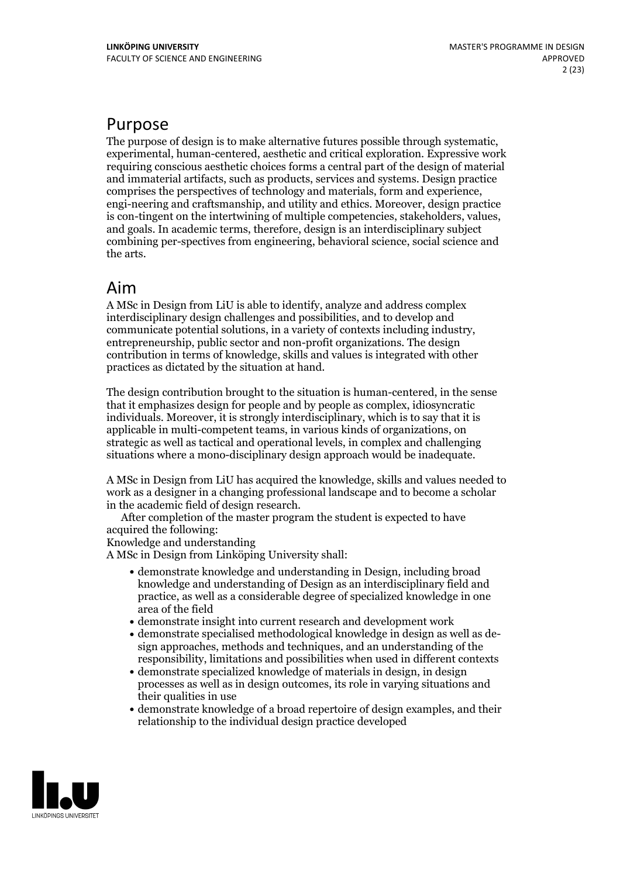## Purpose

The purpose of design is to make alternative futures possible through systematic, experimental, human-centered, aesthetic and critical exploration. Expressive work requiring conscious aesthetic choices forms a central part of the design of material and immaterial artifacts, such as products, services and systems. Design practice comprises the perspectives of technology and materials, form and experience, engi-neering and craftsmanship, and utility and ethics. Moreover, design practice is con-tingent on the intertwining of multiple competencies, stakeholders, values, and goals. In academic terms, therefore, design is an interdisciplinary subject combining per-spectives from engineering, behavioral science, social science and the arts.

## Aim

A MSc in Design from LiU is able to identify, analyze and address complex interdisciplinary design challenges and possibilities, and to develop and communicate potential solutions, in a variety of contexts including industry, entrepreneurship, public sector and non-profit organizations. The design contribution in terms of knowledge, skills and values is integrated with other practices as dictated by the situation at hand.

The design contribution brought to the situation is human-centered, in the sense that it emphasizes design for people and by people as complex, idiosyncratic individuals. Moreover, it is strongly interdisciplinary, which is to say that it is applicable in multi-competent teams, in various kinds of organizations, on strategic as well as tactical and operational levels, in complex and challenging situations where a mono-disciplinary design approach would be inadequate.

A MSc in Design from LiU has acquired the knowledge, skills and values needed to work as a designer in a changing professional landscape and to become a scholar in the academic field of design research.

After completion of the master program the student is expected to have acquired the following:

Knowledge and understanding

A MSc in Design from Linköping University shall:

- demonstrate knowledge and understanding in Design, including broad knowledge and understanding of Design as an interdisciplinary field and practice, as well as a considerable degree of specialized knowledge in one area of the field
- demonstrate insight into current research and development work
- demonstrate specialised methodological knowledge in design as well as de-sign approaches, methods and techniques, and an understanding of the responsibility, limitations and possibilities when used in different contexts
- demonstrate specialized knowledge of materials in design, in design processes as well as in design outcomes, its role in varying situations and their qualities in use
- demonstrate knowledge of a broad repertoire of design examples, and their relationship to the individual design practice developed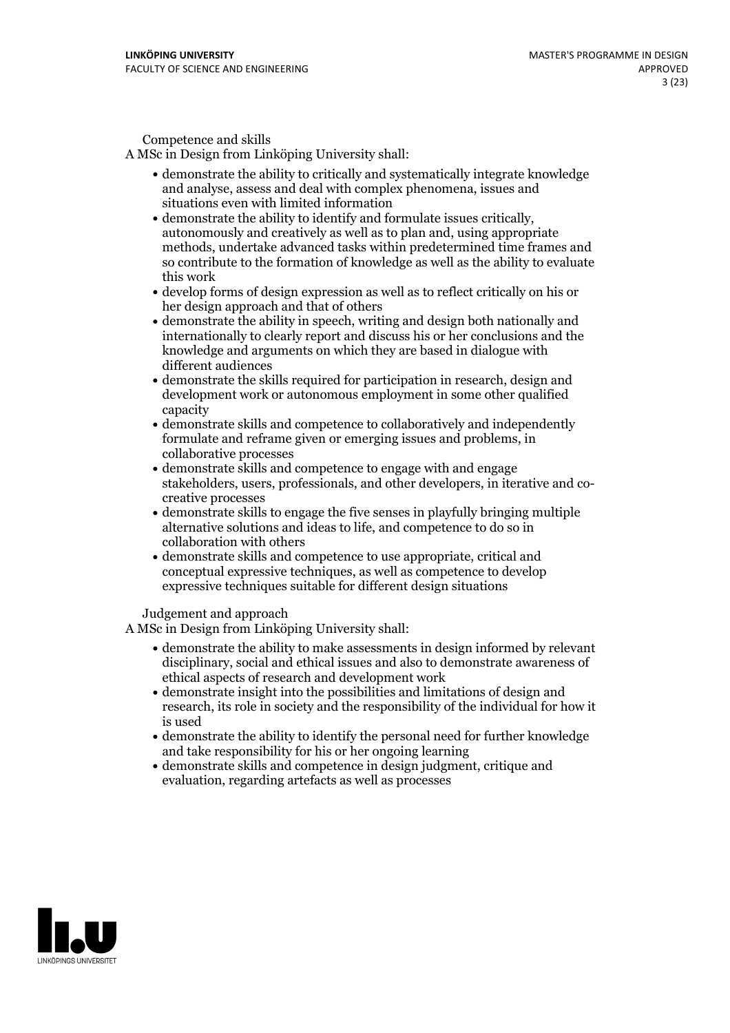### Competence and skills

A MSc in Design from Linköping University shall:

- demonstrate the ability to critically and systematically integrate knowledge and analyse, assess and deal with complex phenomena, issues and situations even with limited information
- demonstrate the ability to identify and formulate issues critically, autonomously and creatively as well as to plan and, using appropriate methods, undertake advanced tasks within predetermined time frames and so contribute to the formation of knowledge as well as the ability to evaluate this work
- develop forms of design expression as well as to reflect critically on his or her design approach and that of others
- demonstrate the ability in speech, writing and design both nationally and internationally to clearly report and discuss his or her conclusions and the knowledge and arguments on which they are based in dialogue with different audiences
- demonstrate the skills required for participation in research, design and development work or autonomous employment in some other qualified capacity
- demonstrate skills and competence to collaboratively and independently formulate and reframe given or emerging issues and problems, in collaborative processes
- demonstrate skills and competence to engage with and engage stakeholders, users, professionals, and other developers, in iterative and co-creative processes
- demonstrate skills to engage the five senses in playfully bringing multiple alternative solutions and ideas to life, and competence to do so in collaboration with others
- demonstrate skills and competence to use appropriate, critical and conceptual expressive techniques, as well as competence to develop expressive techniques suitable for different design situations

### Judgement and approach

A MSc in Design from Linköping University shall:

- demonstrate the ability to make assessments in design informed by relevant disciplinary, social and ethical issues and also to demonstrate awareness of ethical aspects of research and development work
- demonstrate insight into the possibilities and limitations of design and research, its role in society and the responsibility of the individual for how it is used
- demonstrate the ability to identify the personal need for further knowledge and take responsibility for his or her ongoing learning
- demonstrate skills and competence in design judgment, critique and evaluation, regarding artefacts as well as processes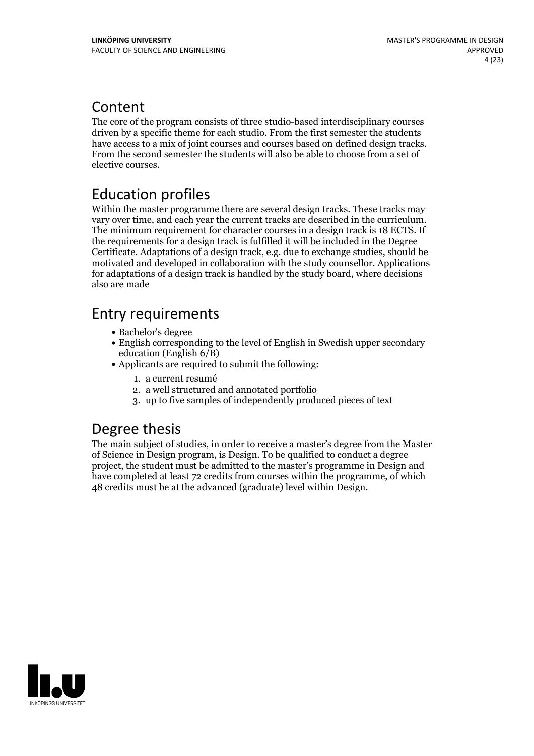## Content

The core of the program consists of three studio-based interdisciplinary courses driven by a specific theme for each studio. From the first semester the students have access to a mix of joint courses and courses based on defined design tracks. From the second semester the students will also be able to choose from a set of elective courses.

## Education profiles

Within the master programme there are several design tracks. These tracks may vary over time, and each year the current tracks are described in the curriculum. The minimum requirement for character courses in a design track is 18 ECTS. If the requirements for a design track is fulfilled it will be included in the Degree Certificate. Adaptations of a design track, e.g. due to exchange studies, should be motivated and developed in collaboration with the study counsellor. Applications for adaptations of a design track is handled by the study board, where decisions also are made

## Entry requirements

- Bachelor's degree
- English corresponding to the level of English in Swedish upper secondary education (English 6/B)
- Applicants are required to submit the following:
  1. a current resumé
  2. a well structured and annotated portfolio
  3. up to five samples of independently produced pieces of text

## Degree thesis

The main subject of studies, in order to receive a master's degree from the Master of Science in Design program, is Design. To be qualified to conduct a degree project, the student must be admitted to the master's programme in Design and have completed at least 72 credits from courses within the programme, of which 48 credits must be at the advanced (graduate) level within Design.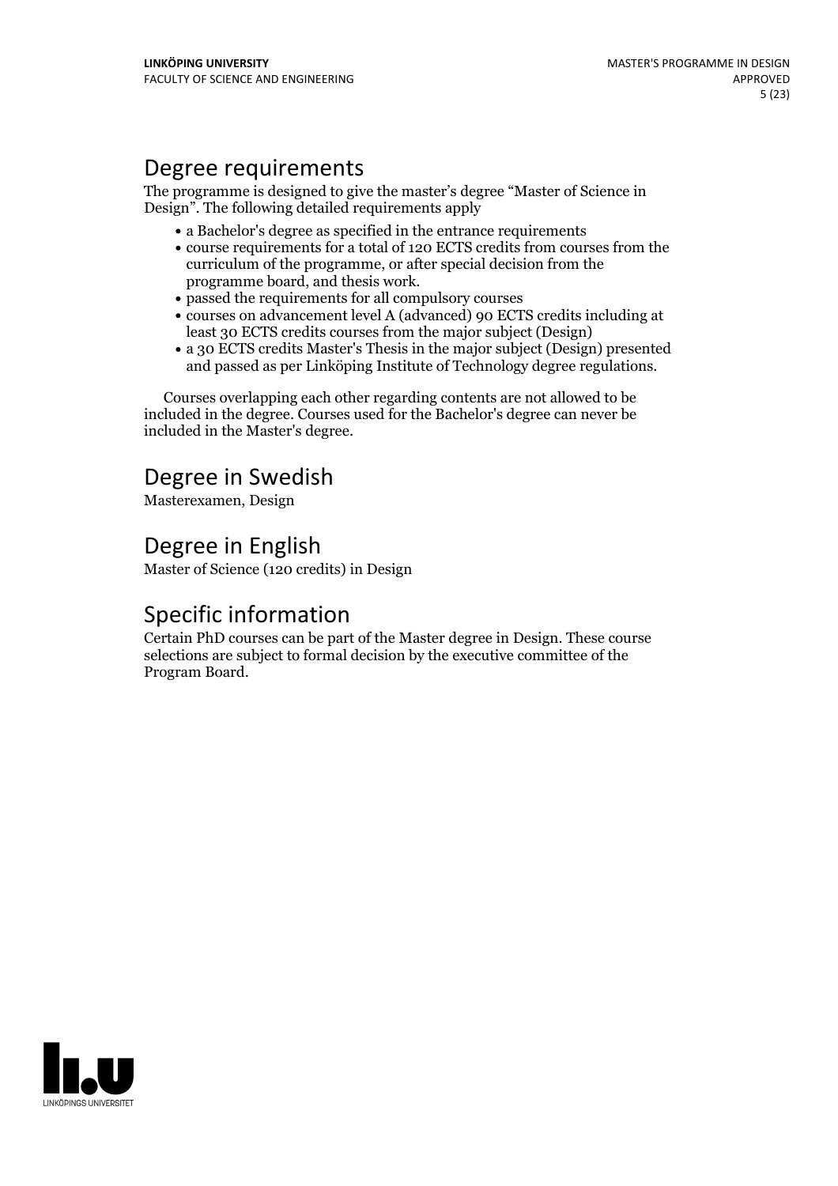## Degree requirements

The programme is designed to give the master's degree "Master of Science in Design". The following detailed requirements apply

- a Bachelor's degree as specified in the entrance requirements
- course requirements for a total of 120 ECTS credits from courses from the curriculum of the programme, or after special decision from the programme board, and thesis work.
- passed the requirements for all compulsory courses
- courses on advancement level A (advanced) 90 ECTS credits including at least 30 ECTS credits courses from the major subject (Design)
- a 30 ECTS credits Master's Thesis in the major subject (Design) presented and passed as per Linköping Institute of Technology degree regulations.

Courses overlapping each other regarding contents are not allowed to be included in the degree. Courses used for the Bachelor's degree can never be included in the Master's degree.

## Degree in Swedish

Masterexamen, Design

## Degree in English

Master of Science (120 credits) in Design

## Specific information

Certain PhD courses can be part of the Master degree in Design. These course selections are subject to formal decision by the executive committee of the Program Board.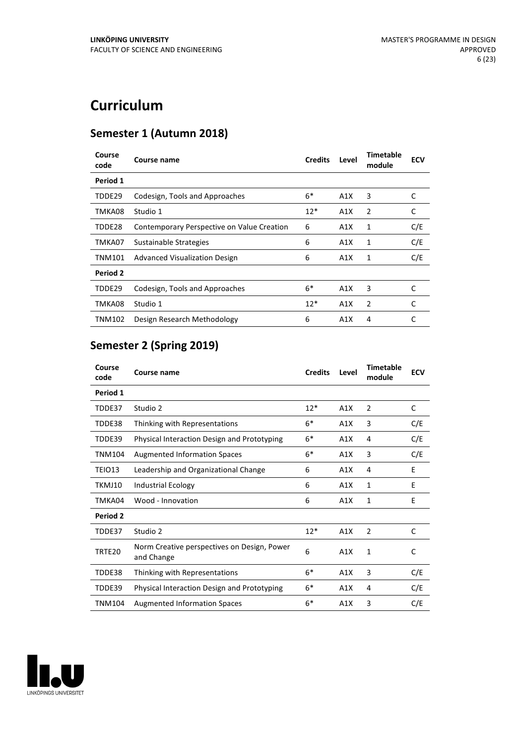# Curriculum

## Semester 1 (Autumn 2018)

| Course code | Course name | Credits | Level | Timetable module | ECV |
|---|---|---|---|---|---|
| **Period 1** | | | | | |
| TDDE29 | Codesign, Tools and Approaches | 6* | A1X | 3 | C |
| TMKA08 | Studio 1 | 12* | A1X | 2 | C |
| TDDE28 | Contemporary Perspective on Value Creation | 6 | A1X | 1 | C/E |
| TMKA07 | Sustainable Strategies | 6 | A1X | 1 | C/E |
| TNM101 | Advanced Visualization Design | 6 | A1X | 1 | C/E |
| **Period 2** | | | | | |
| TDDE29 | Codesign, Tools and Approaches | 6* | A1X | 3 | C |
| TMKA08 | Studio 1 | 12* | A1X | 2 | C |
| TNM102 | Design Research Methodology | 6 | A1X | 4 | C |

## Semester 2 (Spring 2019)

| Course code | Course name | Credits | Level | Timetable module | ECV |
|---|---|---|---|---|---|
| **Period 1** | | | | | |
| TDDE37 | Studio 2 | 12* | A1X | 2 | C |
| TDDE38 | Thinking with Representations | 6* | A1X | 3 | C/E |
| TDDE39 | Physical Interaction Design and Prototyping | 6* | A1X | 4 | C/E |
| TNM104 | Augmented Information Spaces | 6* | A1X | 3 | C/E |
| TEIO13 | Leadership and Organizational Change | 6 | A1X | 4 | E |
| TKMJ10 | Industrial Ecology | 6 | A1X | 1 | E |
| TMKA04 | Wood - Innovation | 6 | A1X | 1 | E |
| **Period 2** | | | | | |
| TDDE37 | Studio 2 | 12* | A1X | 2 | C |
| TRTE20 | Norm Creative perspectives on Design, Power and Change | 6 | A1X | 1 | C |
| TDDE38 | Thinking with Representations | 6* | A1X | 3 | C/E |
| TDDE39 | Physical Interaction Design and Prototyping | 6* | A1X | 4 | C/E |
| TNM104 | Augmented Information Spaces | 6* | A1X | 3 | C/E |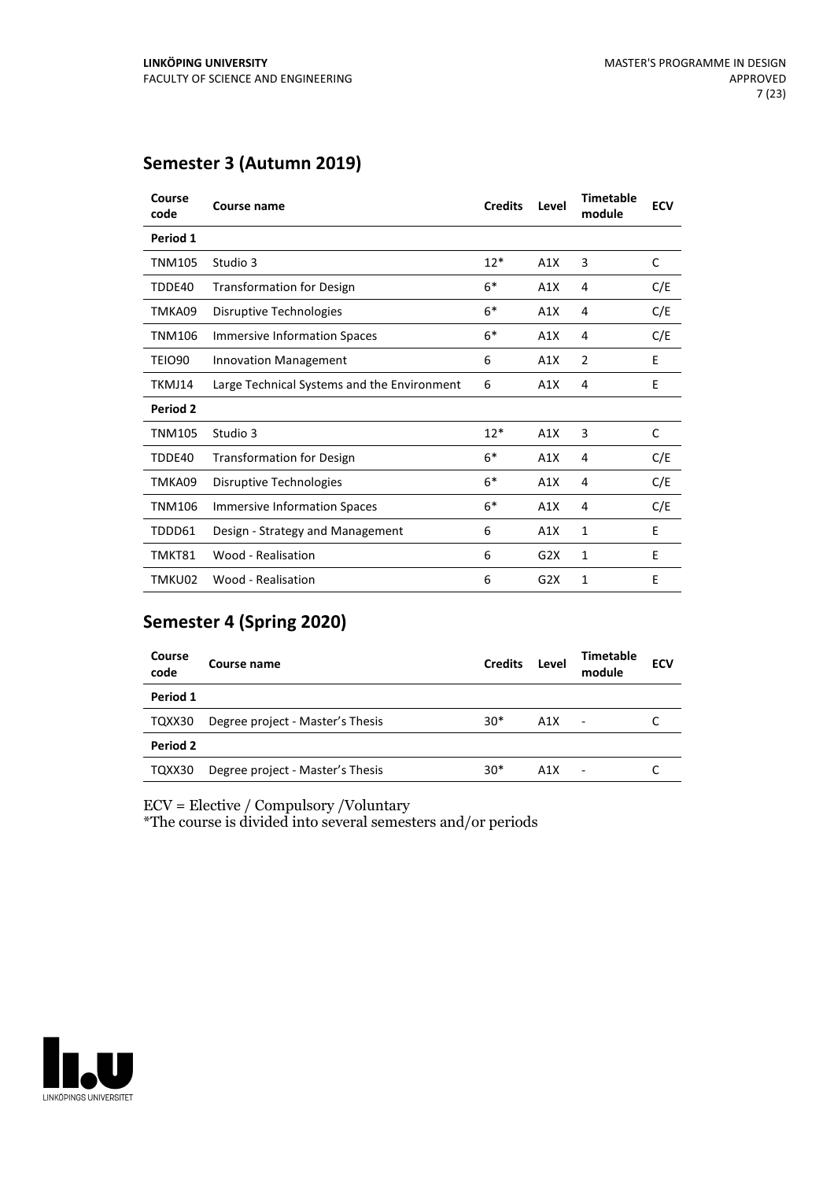## Semester 3 (Autumn 2019)

| Course code | Course name | Credits | Level | Timetable module | ECV |
|---|---|---|---|---|---|
| **Period 1** | | | | | |
| TNM105 | Studio 3 | 12* | A1X | 3 | C |
| TDDE40 | Transformation for Design | 6* | A1X | 4 | C/E |
| TMKA09 | Disruptive Technologies | 6* | A1X | 4 | C/E |
| TNM106 | Immersive Information Spaces | 6* | A1X | 4 | C/E |
| TEIO90 | Innovation Management | 6 | A1X | 2 | E |
| TKMJ14 | Large Technical Systems and the Environment | 6 | A1X | 4 | E |
| **Period 2** | | | | | |
| TNM105 | Studio 3 | 12* | A1X | 3 | C |
| TDDE40 | Transformation for Design | 6* | A1X | 4 | C/E |
| TMKA09 | Disruptive Technologies | 6* | A1X | 4 | C/E |
| TNM106 | Immersive Information Spaces | 6* | A1X | 4 | C/E |
| TDDD61 | Design - Strategy and Management | 6 | A1X | 1 | E |
| TMKT81 | Wood - Realisation | 6 | G2X | 1 | E |
| TMKU02 | Wood - Realisation | 6 | G2X | 1 | E |

## Semester 4 (Spring 2020)

| Course code | Course name | Credits | Level | Timetable module | ECV |
|---|---|---|---|---|---|
| **Period 1** | | | | | |
| TQXX30 | Degree project - Master's Thesis | 30* | A1X | - | C |
| **Period 2** | | | | | |
| TQXX30 | Degree project - Master's Thesis | 30* | A1X | - | C |

ECV = Elective / Compulsory /Voluntary

*The course is divided into several semesters and/or periods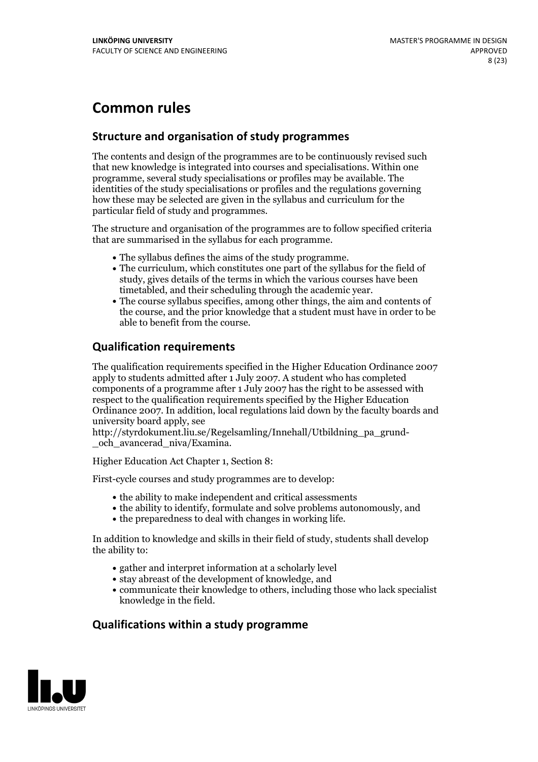# Common rules

## Structure and organisation of study programmes

The contents and design of the programmes are to be continuously revised such that new knowledge is integrated into courses and specialisations. Within one programme, several study specialisations or profiles may be available. The identities of the study specialisations or profiles and the regulations governing how these may be selected are given in the syllabus and curriculum for the particular field of study and programmes.

The structure and organisation of the programmes are to follow specified criteria that are summarised in the syllabus for each programme.

- The syllabus defines the aims of the study programme.
- The curriculum, which constitutes one part of the syllabus for the field of study, gives details of the terms in which the various courses have been timetabled, and their scheduling through the academic year.
- The course syllabus specifies, among other things, the aim and contents of the course, and the prior knowledge that a student must have in order to be able to benefit from the course.

## Qualification requirements

The qualification requirements specified in the Higher Education Ordinance 2007 apply to students admitted after 1 July 2007. A student who has completed components of a programme after 1 July 2007 has the right to be assessed with respect to the qualification requirements specified by the Higher Education Ordinance 2007. In addition, local regulations laid down by the faculty boards and university board apply, see http://styrdokument.liu.se/Regelsamling/Innehall/Utbildning_pa_grund-_och_avancerad_niva/Examina.

Higher Education Act Chapter 1, Section 8:

First-cycle courses and study programmes are to develop:

- the ability to make independent and critical assessments
- the ability to identify, formulate and solve problems autonomously, and
- the preparedness to deal with changes in working life.

In addition to knowledge and skills in their field of study, students shall develop the ability to:

- gather and interpret information at a scholarly level
- stay abreast of the development of knowledge, and
- communicate their knowledge to others, including those who lack specialist knowledge in the field.

## Qualifications within a study programme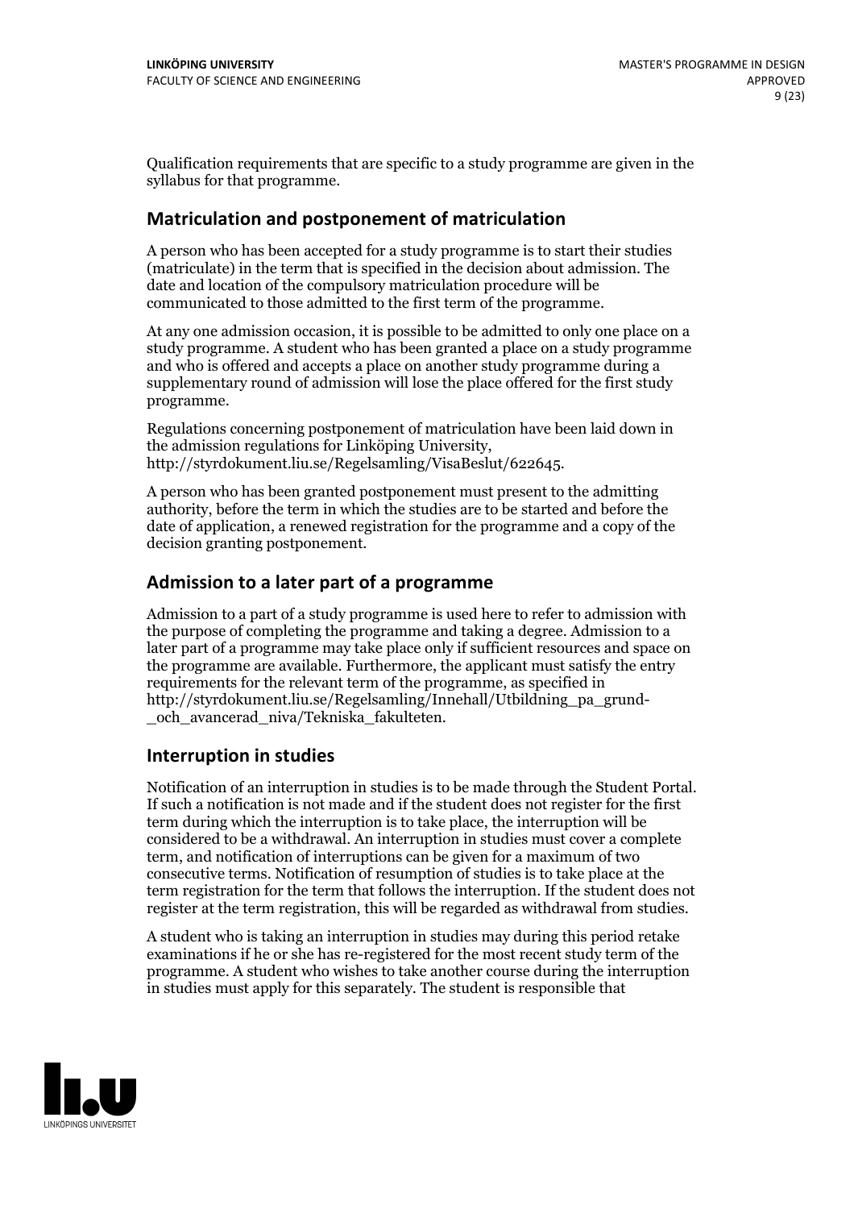Qualification requirements that are specific to a study programme are given in the syllabus for that programme.

## Matriculation and postponement of matriculation

A person who has been accepted for a study programme is to start their studies (matriculate) in the term that is specified in the decision about admission. The date and location of the compulsory matriculation procedure will be communicated to those admitted to the first term of the programme.

At any one admission occasion, it is possible to be admitted to only one place on a study programme. A student who has been granted a place on a study programme and who is offered and accepts a place on another study programme during a supplementary round of admission will lose the place offered for the first study programme.

Regulations concerning postponement of matriculation have been laid down in the admission regulations for Linköping University, http://styrdokument.liu.se/Regelsamling/VisaBeslut/622645.

A person who has been granted postponement must present to the admitting authority, before the term in which the studies are to be started and before the date of application, a renewed registration for the programme and a copy of the decision granting postponement.

## Admission to a later part of a programme

Admission to a part of a study programme is used here to refer to admission with the purpose of completing the programme and taking a degree. Admission to a later part of a programme may take place only if sufficient resources and space on the programme are available. Furthermore, the applicant must satisfy the entry requirements for the relevant term of the programme, as specified in http://styrdokument.liu.se/Regelsamling/Innehall/Utbildning_pa_grund-_och_avancerad_niva/Tekniska_fakulteten.

## Interruption in studies

Notification of an interruption in studies is to be made through the Student Portal. If such a notification is not made and if the student does not register for the first term during which the interruption is to take place, the interruption will be considered to be a withdrawal. An interruption in studies must cover a complete term, and notification of interruptions can be given for a maximum of two consecutive terms. Notification of resumption of studies is to take place at the term registration for the term that follows the interruption. If the student does not register at the term registration, this will be regarded as withdrawal from studies.

A student who is taking an interruption in studies may during this period retake examinations if he or she has re-registered for the most recent study term of the programme. A student who wishes to take another course during the interruption in studies must apply for this separately. The student is responsible that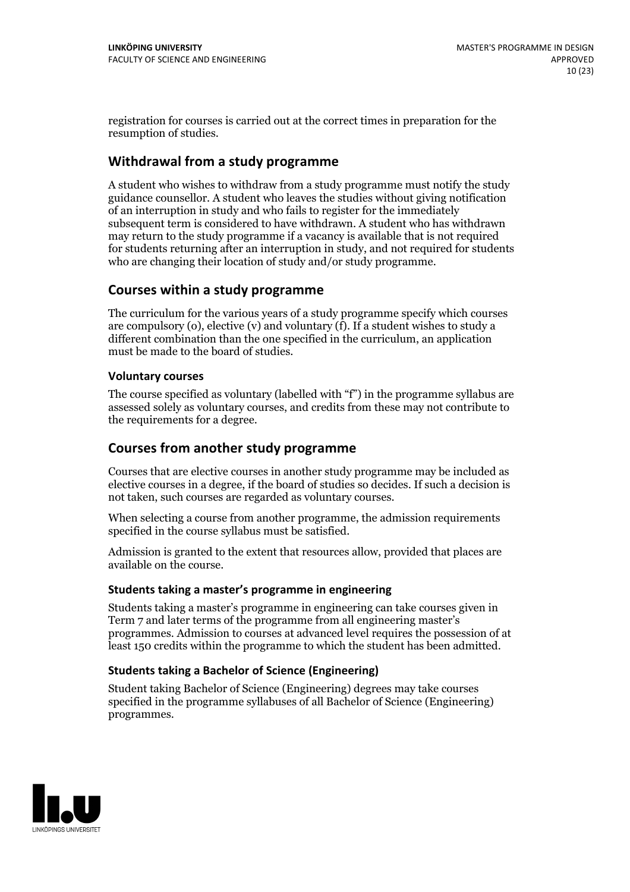registration for courses is carried out at the correct times in preparation for the resumption of studies.

## Withdrawal from a study programme

A student who wishes to withdraw from a study programme must notify the study guidance counsellor. A student who leaves the studies without giving notification of an interruption in study and who fails to register for the immediately subsequent term is considered to have withdrawn. A student who has withdrawn may return to the study programme if a vacancy is available that is not required for students returning after an interruption in study, and not required for students who are changing their location of study and/or study programme.

## Courses within a study programme

The curriculum for the various years of a study programme specify which courses are compulsory (o), elective (v) and voluntary (f). If a student wishes to study a different combination than the one specified in the curriculum, an application must be made to the board of studies.

### Voluntary courses

The course specified as voluntary (labelled with "f") in the programme syllabus are assessed solely as voluntary courses, and credits from these may not contribute to the requirements for a degree.

## Courses from another study programme

Courses that are elective courses in another study programme may be included as elective courses in a degree, if the board of studies so decides. If such a decision is not taken, such courses are regarded as voluntary courses.

When selecting a course from another programme, the admission requirements specified in the course syllabus must be satisfied.

Admission is granted to the extent that resources allow, provided that places are available on the course.

### Students taking a master's programme in engineering

Students taking a master's programme in engineering can take courses given in Term 7 and later terms of the programme from all engineering master's programmes. Admission to courses at advanced level requires the possession of at least 150 credits within the programme to which the student has been admitted.

### Students taking a Bachelor of Science (Engineering)

Student taking Bachelor of Science (Engineering) degrees may take courses specified in the programme syllabuses of all Bachelor of Science (Engineering) programmes.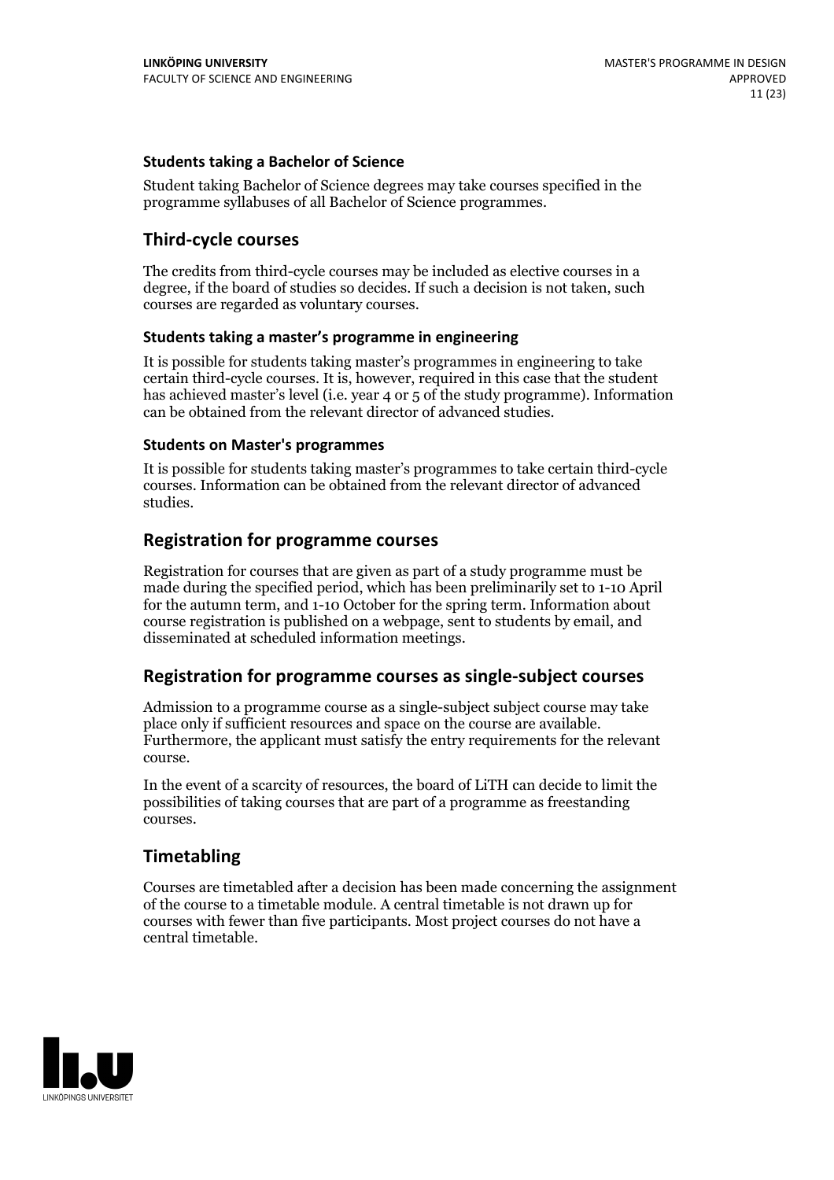### Students taking a Bachelor of Science

Student taking Bachelor of Science degrees may take courses specified in the programme syllabuses of all Bachelor of Science programmes.

## Third-cycle courses

The credits from third-cycle courses may be included as elective courses in a degree, if the board of studies so decides. If such a decision is not taken, such courses are regarded as voluntary courses.

### Students taking a master's programme in engineering

It is possible for students taking master's programmes in engineering to take certain third-cycle courses. It is, however, required in this case that the student has achieved master's level (i.e. year 4 or 5 of the study programme). Information can be obtained from the relevant director of advanced studies.

### Students on Master's programmes

It is possible for students taking master's programmes to take certain third-cycle courses. Information can be obtained from the relevant director of advanced studies.

## Registration for programme courses

Registration for courses that are given as part of a study programme must be made during the specified period, which has been preliminarily set to 1-10 April for the autumn term, and 1-10 October for the spring term. Information about course registration is published on a webpage, sent to students by email, and disseminated at scheduled information meetings.

## Registration for programme courses as single-subject courses

Admission to a programme course as a single-subject subject course may take place only if sufficient resources and space on the course are available. Furthermore, the applicant must satisfy the entry requirements for the relevant course.

In the event of a scarcity of resources, the board of LiTH can decide to limit the possibilities of taking courses that are part of a programme as freestanding courses.

## Timetabling

Courses are timetabled after a decision has been made concerning the assignment of the course to a timetable module. A central timetable is not drawn up for courses with fewer than five participants. Most project courses do not have a central timetable.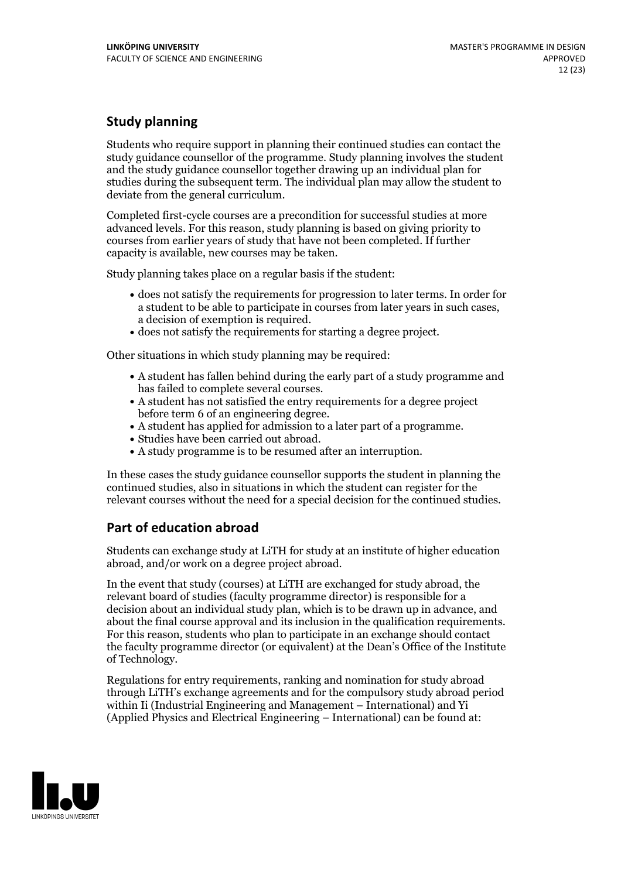## Study planning

Students who require support in planning their continued studies can contact the study guidance counsellor of the programme. Study planning involves the student and the study guidance counsellor together drawing up an individual plan for studies during the subsequent term. The individual plan may allow the student to deviate from the general curriculum.

Completed first-cycle courses are a precondition for successful studies at more advanced levels. For this reason, study planning is based on giving priority to courses from earlier years of study that have not been completed. If further capacity is available, new courses may be taken.

Study planning takes place on a regular basis if the student:

- does not satisfy the requirements for progression to later terms. In order for a student to be able to participate in courses from later years in such cases, a decision of exemption is required.
- does not satisfy the requirements for starting a degree project.

Other situations in which study planning may be required:

- A student has fallen behind during the early part of a study programme and has failed to complete several courses.
- A student has not satisfied the entry requirements for a degree project before term 6 of an engineering degree.
- A student has applied for admission to a later part of a programme.
- Studies have been carried out abroad.
- A study programme is to be resumed after an interruption.

In these cases the study guidance counsellor supports the student in planning the continued studies, also in situations in which the student can register for the relevant courses without the need for a special decision for the continued studies.

## Part of education abroad

Students can exchange study at LiTH for study at an institute of higher education abroad, and/or work on a degree project abroad.

In the event that study (courses) at LiTH are exchanged for study abroad, the relevant board of studies (faculty programme director) is responsible for a decision about an individual study plan, which is to be drawn up in advance, and about the final course approval and its inclusion in the qualification requirements. For this reason, students who plan to participate in an exchange should contact the faculty programme director (or equivalent) at the Dean's Office of the Institute of Technology.

Regulations for entry requirements, ranking and nomination for study abroad through LiTH's exchange agreements and for the compulsory study abroad period within Ii (Industrial Engineering and Management – International) and Yi (Applied Physics and Electrical Engineering – International) can be found at: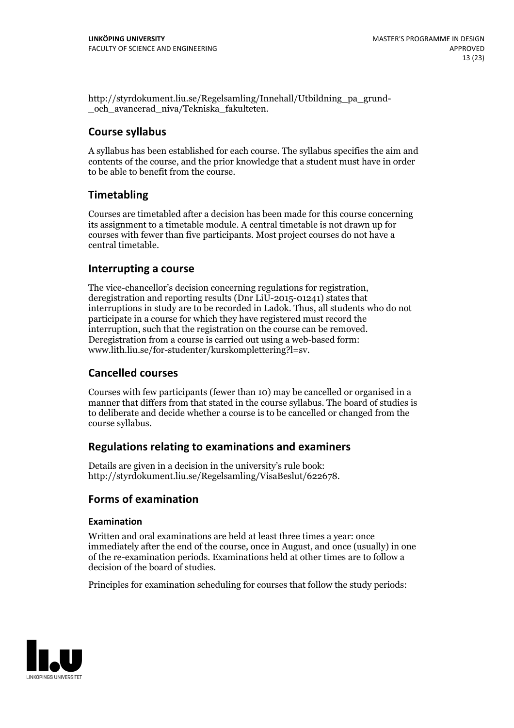http://styrdokument.liu.se/Regelsamling/Innehall/Utbildning_pa_grund-_och_avancerad_niva/Tekniska_fakulteten.

## Course syllabus

A syllabus has been established for each course. The syllabus specifies the aim and contents of the course, and the prior knowledge that a student must have in order to be able to benefit from the course.

## Timetabling

Courses are timetabled after a decision has been made for this course concerning its assignment to a timetable module. A central timetable is not drawn up for courses with fewer than five participants. Most project courses do not have a central timetable.

## Interrupting a course

The vice-chancellor's decision concerning regulations for registration, deregistration and reporting results (Dnr LiU-2015-01241) states that interruptions in study are to be recorded in Ladok. Thus, all students who do not participate in a course for which they have registered must record the interruption, such that the registration on the course can be removed. Deregistration from a course is carried out using a web-based form: www.lith.liu.se/for-studenter/kurskomplettering?l=sv.

## Cancelled courses

Courses with few participants (fewer than 10) may be cancelled or organised in a manner that differs from that stated in the course syllabus. The board of studies is to deliberate and decide whether a course is to be cancelled or changed from the course syllabus.

## Regulations relating to examinations and examiners

Details are given in a decision in the university's rule book: http://styrdokument.liu.se/Regelsamling/VisaBeslut/622678.

## Forms of examination

### Examination

Written and oral examinations are held at least three times a year: once immediately after the end of the course, once in August, and once (usually) in one of the re-examination periods. Examinations held at other times are to follow a decision of the board of studies.

Principles for examination scheduling for courses that follow the study periods: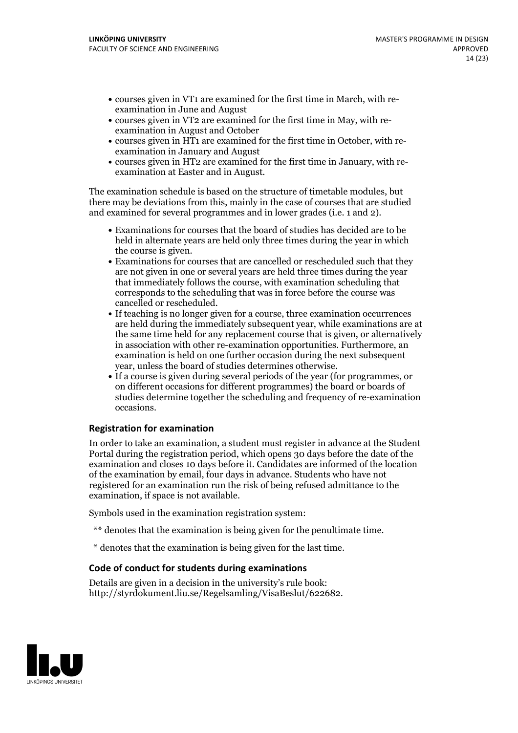- courses given in VT1 are examined for the first time in March, with re-examination in June and August
- courses given in VT2 are examined for the first time in May, with re-examination in August and October
- courses given in HT1 are examined for the first time in October, with re-examination in January and August
- courses given in HT2 are examined for the first time in January, with re-examination at Easter and in August.

The examination schedule is based on the structure of timetable modules, but there may be deviations from this, mainly in the case of courses that are studied and examined for several programmes and in lower grades (i.e. 1 and 2).

- Examinations for courses that the board of studies has decided are to be held in alternate years are held only three times during the year in which the course is given.
- Examinations for courses that are cancelled or rescheduled such that they are not given in one or several years are held three times during the year that immediately follows the course, with examination scheduling that corresponds to the scheduling that was in force before the course was cancelled or rescheduled.
- If teaching is no longer given for a course, three examination occurrences are held during the immediately subsequent year, while examinations are at the same time held for any replacement course that is given, or alternatively in association with other re-examination opportunities. Furthermore, an examination is held on one further occasion during the next subsequent year, unless the board of studies determines otherwise.
- If a course is given during several periods of the year (for programmes, or on different occasions for different programmes) the board or boards of studies determine together the scheduling and frequency of re-examination occasions.

### Registration for examination

In order to take an examination, a student must register in advance at the Student Portal during the registration period, which opens 30 days before the date of the examination and closes 10 days before it. Candidates are informed of the location of the examination by email, four days in advance. Students who have not registered for an examination run the risk of being refused admittance to the examination, if space is not available.

Symbols used in the examination registration system:

** denotes that the examination is being given for the penultimate time.

* denotes that the examination is being given for the last time.

### Code of conduct for students during examinations

Details are given in a decision in the university's rule book: http://styrdokument.liu.se/Regelsamling/VisaBeslut/622682.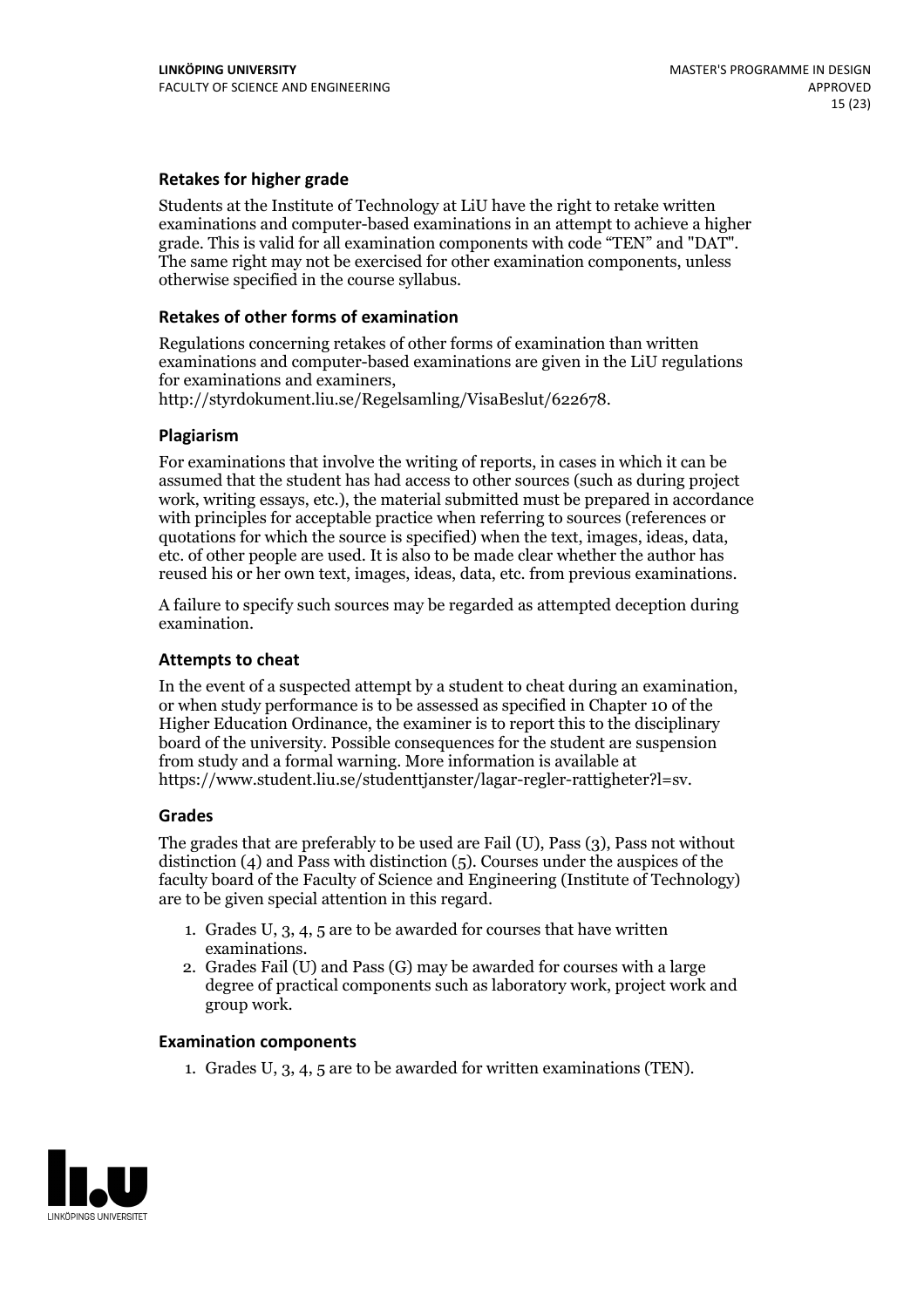### Retakes for higher grade

Students at the Institute of Technology at LiU have the right to retake written examinations and computer-based examinations in an attempt to achieve a higher grade. This is valid for all examination components with code "TEN" and "DAT". The same right may not be exercised for other examination components, unless otherwise specified in the course syllabus.

### Retakes of other forms of examination

Regulations concerning retakes of other forms of examination than written examinations and computer-based examinations are given in the LiU regulations for examinations and examiners, http://styrdokument.liu.se/Regelsamling/VisaBeslut/622678.

### Plagiarism

For examinations that involve the writing of reports, in cases in which it can be assumed that the student has had access to other sources (such as during project work, writing essays, etc.), the material submitted must be prepared in accordance with principles for acceptable practice when referring to sources (references or quotations for which the source is specified) when the text, images, ideas, data, etc. of other people are used. It is also to be made clear whether the author has reused his or her own text, images, ideas, data, etc. from previous examinations.

A failure to specify such sources may be regarded as attempted deception during examination.

### Attempts to cheat

In the event of a suspected attempt by a student to cheat during an examination, or when study performance is to be assessed as specified in Chapter 10 of the Higher Education Ordinance, the examiner is to report this to the disciplinary board of the university. Possible consequences for the student are suspension from study and a formal warning. More information is available at https://www.student.liu.se/studenttjanster/lagar-regler-rattigheter?l=sv.

### Grades

The grades that are preferably to be used are Fail (U), Pass (3), Pass not without distinction (4) and Pass with distinction (5). Courses under the auspices of the faculty board of the Faculty of Science and Engineering (Institute of Technology) are to be given special attention in this regard.

1. Grades U, 3, 4, 5 are to be awarded for courses that have written examinations.
2. Grades Fail (U) and Pass (G) may be awarded for courses with a large degree of practical components such as laboratory work, project work and group work.

### Examination components

1. Grades U, 3, 4, 5 are to be awarded for written examinations (TEN).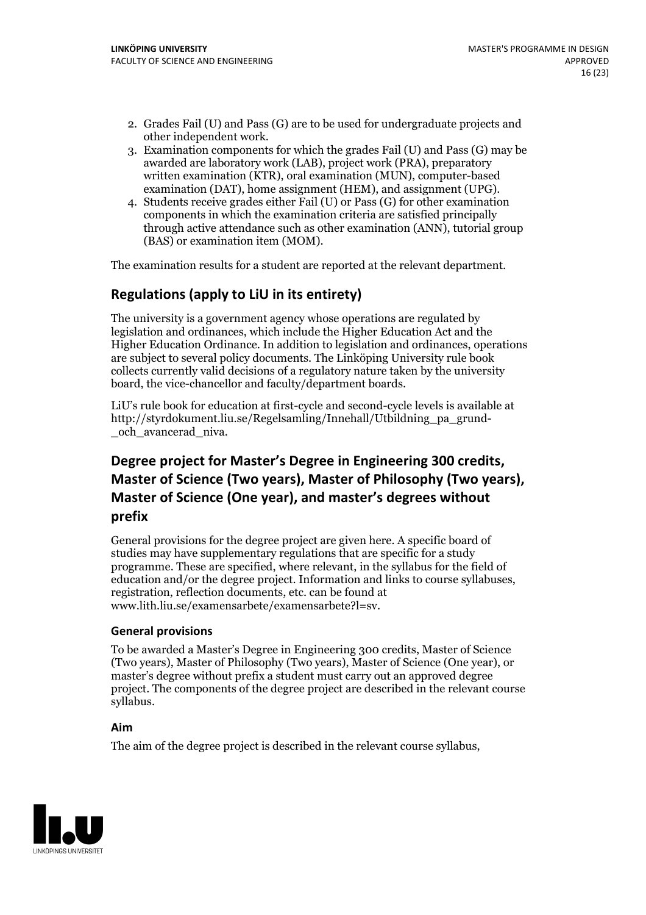2. Grades Fail (U) and Pass (G) are to be used for undergraduate projects and other independent work.
3. Examination components for which the grades Fail (U) and Pass (G) may be awarded are laboratory work (LAB), project work (PRA), preparatory written examination (KTR), oral examination (MUN), computer-based examination (DAT), home assignment (HEM), and assignment (UPG).
4. Students receive grades either Fail (U) or Pass (G) for other examination components in which the examination criteria are satisfied principally through active attendance such as other examination (ANN), tutorial group (BAS) or examination item (MOM).

The examination results for a student are reported at the relevant department.

## Regulations (apply to LiU in its entirety)

The university is a government agency whose operations are regulated by legislation and ordinances, which include the Higher Education Act and the Higher Education Ordinance. In addition to legislation and ordinances, operations are subject to several policy documents. The Linköping University rule book collects currently valid decisions of a regulatory nature taken by the university board, the vice-chancellor and faculty/department boards.

LiU's rule book for education at first-cycle and second-cycle levels is available at http://styrdokument.liu.se/Regelsamling/Innehall/Utbildning_pa_grund-_och_avancerad_niva.

## Degree project for Master's Degree in Engineering 300 credits, Master of Science (Two years), Master of Philosophy (Two years), Master of Science (One year), and master's degrees without prefix

General provisions for the degree project are given here. A specific board of studies may have supplementary regulations that are specific for a study programme. These are specified, where relevant, in the syllabus for the field of education and/or the degree project. Information and links to course syllabuses, registration, reflection documents, etc. can be found at www.lith.liu.se/examensarbete/examensarbete?l=sv.

### General provisions

To be awarded a Master's Degree in Engineering 300 credits, Master of Science (Two years), Master of Philosophy (Two years), Master of Science (One year), or master's degree without prefix a student must carry out an approved degree project. The components of the degree project are described in the relevant course syllabus.

### Aim

The aim of the degree project is described in the relevant course syllabus,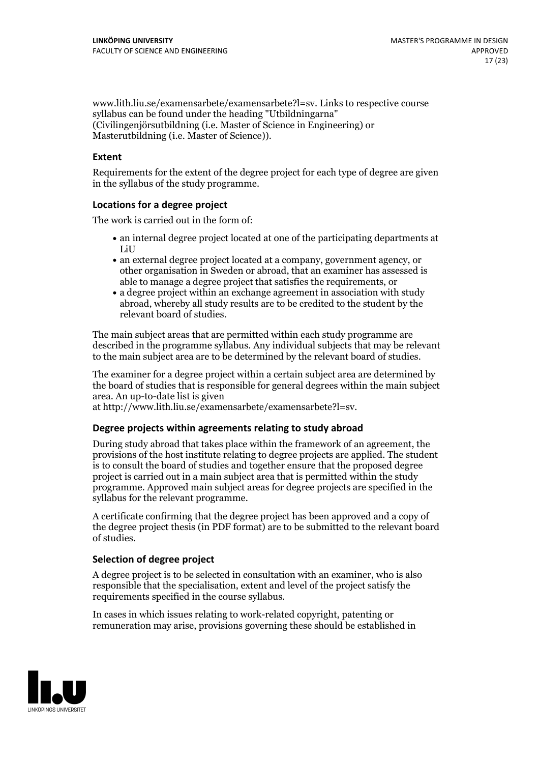www.lith.liu.se/examensarbete/examensarbete?l=sv. Links to respective course syllabus can be found under the heading "Utbildningarna" (Civilingenjörsutbildning (i.e. Master of Science in Engineering) or Masterutbildning (i.e. Master of Science)).

### Extent

Requirements for the extent of the degree project for each type of degree are given in the syllabus of the study programme.

### Locations for a degree project

The work is carried out in the form of:

- an internal degree project located at one of the participating departments at LiU
- an external degree project located at a company, government agency, or other organisation in Sweden or abroad, that an examiner has assessed is able to manage a degree project that satisfies the requirements, or
- a degree project within an exchange agreement in association with study abroad, whereby all study results are to be credited to the student by the relevant board of studies.

The main subject areas that are permitted within each study programme are described in the programme syllabus. Any individual subjects that may be relevant to the main subject area are to be determined by the relevant board of studies.

The examiner for a degree project within a certain subject area are determined by the board of studies that is responsible for general degrees within the main subject area. An up-to-date list is given at http://www.lith.liu.se/examensarbete/examensarbete?l=sv.

### Degree projects within agreements relating to study abroad

During study abroad that takes place within the framework of an agreement, the provisions of the host institute relating to degree projects are applied. The student is to consult the board of studies and together ensure that the proposed degree project is carried out in a main subject area that is permitted within the study programme. Approved main subject areas for degree projects are specified in the syllabus for the relevant programme.

A certificate confirming that the degree project has been approved and a copy of the degree project thesis (in PDF format) are to be submitted to the relevant board of studies.

### Selection of degree project

A degree project is to be selected in consultation with an examiner, who is also responsible that the specialisation, extent and level of the project satisfy the requirements specified in the course syllabus.

In cases in which issues relating to work-related copyright, patenting or remuneration may arise, provisions governing these should be established in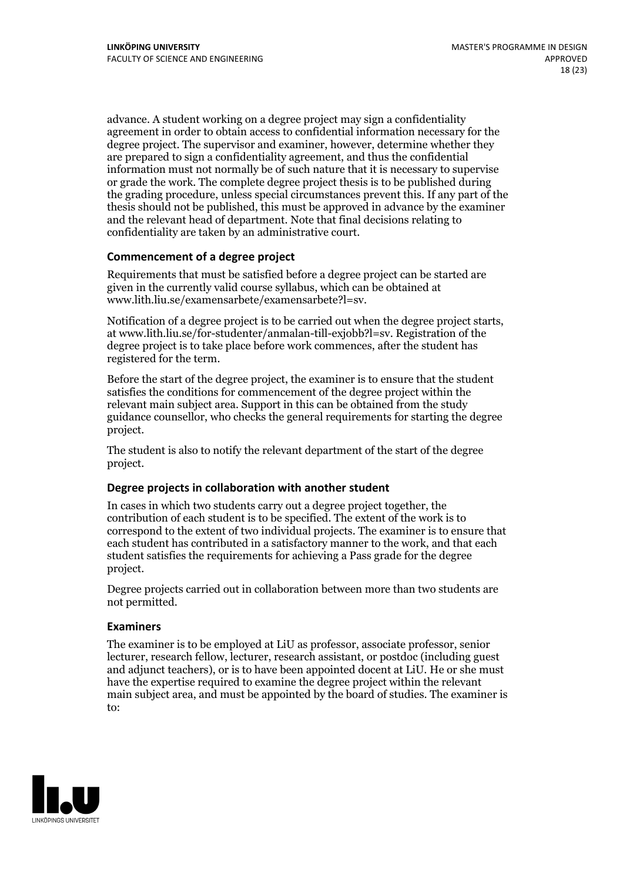advance. A student working on a degree project may sign a confidentiality agreement in order to obtain access to confidential information necessary for the degree project. The supervisor and examiner, however, determine whether they are prepared to sign a confidentiality agreement, and thus the confidential information must not normally be of such nature that it is necessary to supervise or grade the work. The complete degree project thesis is to be published during the grading procedure, unless special circumstances prevent this. If any part of the thesis should not be published, this must be approved in advance by the examiner and the relevant head of department. Note that final decisions relating to confidentiality are taken by an administrative court.

### Commencement of a degree project

Requirements that must be satisfied before a degree project can be started are given in the currently valid course syllabus, which can be obtained at www.lith.liu.se/examensarbete/examensarbete?l=sv.

Notification of a degree project is to be carried out when the degree project starts, at www.lith.liu.se/for-studenter/anmalan-till-exjobb?l=sv. Registration of the degree project is to take place before work commences, after the student has registered for the term.

Before the start of the degree project, the examiner is to ensure that the student satisfies the conditions for commencement of the degree project within the relevant main subject area. Support in this can be obtained from the study guidance counsellor, who checks the general requirements for starting the degree project.

The student is also to notify the relevant department of the start of the degree project.

### Degree projects in collaboration with another student

In cases in which two students carry out a degree project together, the contribution of each student is to be specified. The extent of the work is to correspond to the extent of two individual projects. The examiner is to ensure that each student has contributed in a satisfactory manner to the work, and that each student satisfies the requirements for achieving a Pass grade for the degree project.

Degree projects carried out in collaboration between more than two students are not permitted.

### Examiners

The examiner is to be employed at LiU as professor, associate professor, senior lecturer, research fellow, lecturer, research assistant, or postdoc (including guest and adjunct teachers), or is to have been appointed docent at LiU. He or she must have the expertise required to examine the degree project within the relevant main subject area, and must be appointed by the board of studies. The examiner is to: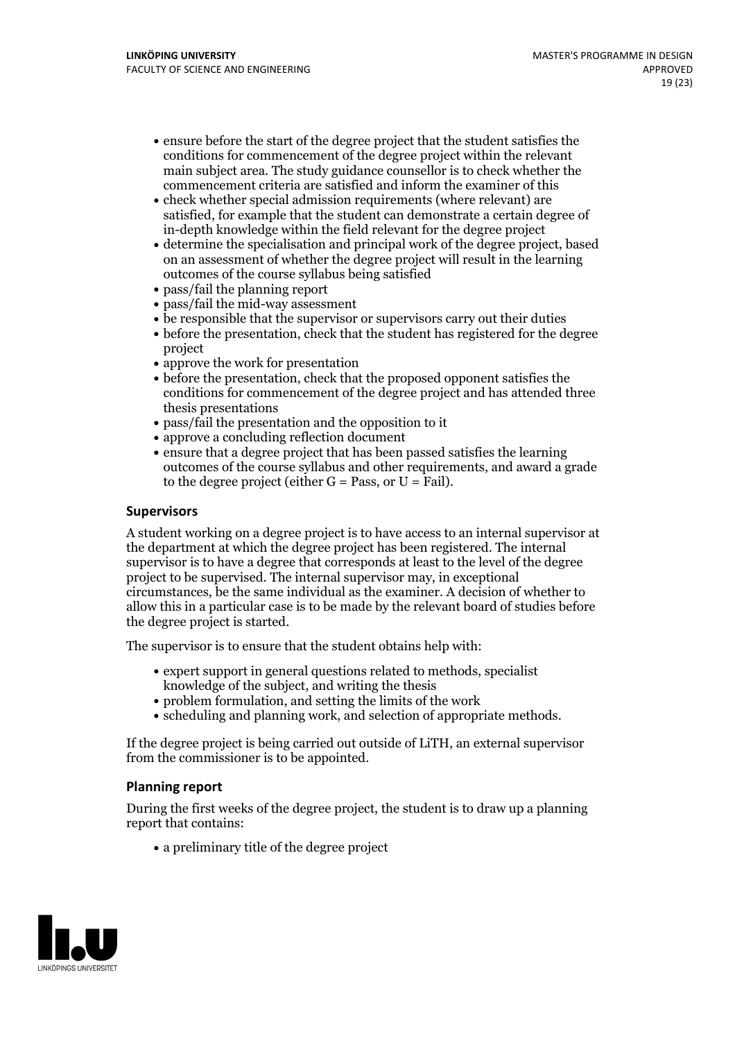- ensure before the start of the degree project that the student satisfies the conditions for commencement of the degree project within the relevant main subject area. The study guidance counsellor is to check whether the commencement criteria are satisfied and inform the examiner of this
- check whether special admission requirements (where relevant) are satisfied, for example that the student can demonstrate a certain degree of in-depth knowledge within the field relevant for the degree project
- determine the specialisation and principal work of the degree project, based on an assessment of whether the degree project will result in the learning outcomes of the course syllabus being satisfied
- pass/fail the planning report
- pass/fail the mid-way assessment
- be responsible that the supervisor or supervisors carry out their duties
- before the presentation, check that the student has registered for the degree project
- approve the work for presentation
- before the presentation, check that the proposed opponent satisfies the conditions for commencement of the degree project and has attended three thesis presentations
- pass/fail the presentation and the opposition to it
- approve a concluding reflection document
- ensure that a degree project that has been passed satisfies the learning outcomes of the course syllabus and other requirements, and award a grade to the degree project (either G = Pass, or U = Fail).

### Supervisors

A student working on a degree project is to have access to an internal supervisor at the department at which the degree project has been registered. The internal supervisor is to have a degree that corresponds at least to the level of the degree project to be supervised. The internal supervisor may, in exceptional circumstances, be the same individual as the examiner. A decision of whether to allow this in a particular case is to be made by the relevant board of studies before the degree project is started.

The supervisor is to ensure that the student obtains help with:

- expert support in general questions related to methods, specialist knowledge of the subject, and writing the thesis
- problem formulation, and setting the limits of the work
- scheduling and planning work, and selection of appropriate methods.

If the degree project is being carried out outside of LiTH, an external supervisor from the commissioner is to be appointed.

### Planning report

During the first weeks of the degree project, the student is to draw up a planning report that contains:

- a preliminary title of the degree project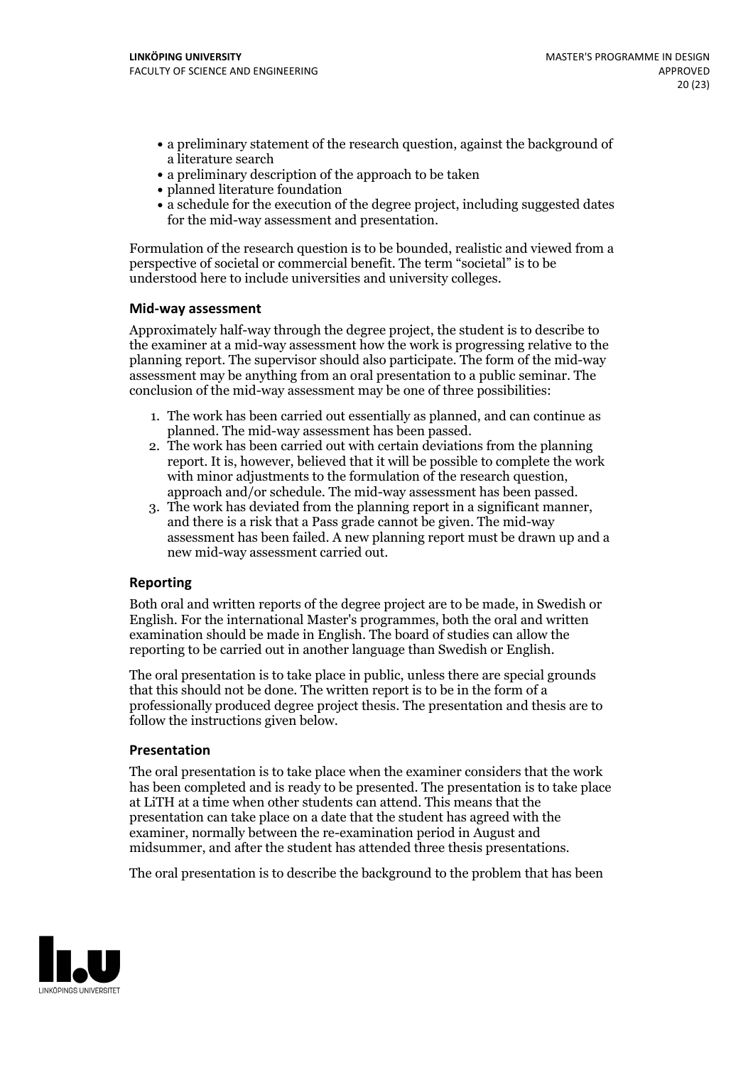- a preliminary statement of the research question, against the background of a literature search
- a preliminary description of the approach to be taken
- planned literature foundation
- a schedule for the execution of the degree project, including suggested dates for the mid-way assessment and presentation.

Formulation of the research question is to be bounded, realistic and viewed from a perspective of societal or commercial benefit. The term "societal" is to be understood here to include universities and university colleges.

### Mid-way assessment

Approximately half-way through the degree project, the student is to describe to the examiner at a mid-way assessment how the work is progressing relative to the planning report. The supervisor should also participate. The form of the mid-way assessment may be anything from an oral presentation to a public seminar. The conclusion of the mid-way assessment may be one of three possibilities:

1. The work has been carried out essentially as planned, and can continue as planned. The mid-way assessment has been passed.
2. The work has been carried out with certain deviations from the planning report. It is, however, believed that it will be possible to complete the work with minor adjustments to the formulation of the research question, approach and/or schedule. The mid-way assessment has been passed.
3. The work has deviated from the planning report in a significant manner, and there is a risk that a Pass grade cannot be given. The mid-way assessment has been failed. A new planning report must be drawn up and a new mid-way assessment carried out.

### Reporting

Both oral and written reports of the degree project are to be made, in Swedish or English. For the international Master's programmes, both the oral and written examination should be made in English. The board of studies can allow the reporting to be carried out in another language than Swedish or English.

The oral presentation is to take place in public, unless there are special grounds that this should not be done. The written report is to be in the form of a professionally produced degree project thesis. The presentation and thesis are to follow the instructions given below.

### Presentation

The oral presentation is to take place when the examiner considers that the work has been completed and is ready to be presented. The presentation is to take place at LiTH at a time when other students can attend. This means that the presentation can take place on a date that the student has agreed with the examiner, normally between the re-examination period in August and midsummer, and after the student has attended three thesis presentations.

The oral presentation is to describe the background to the problem that has been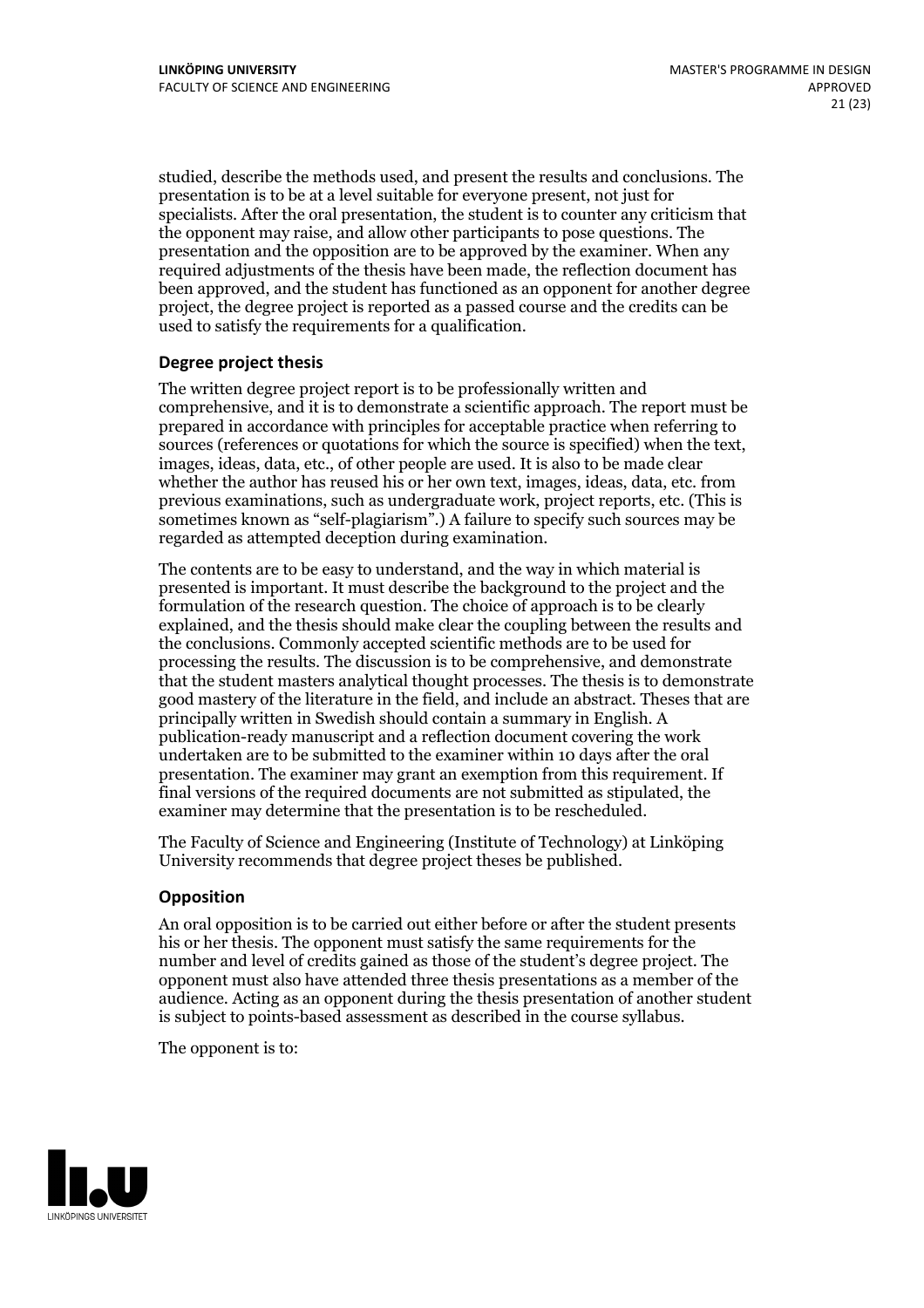studied, describe the methods used, and present the results and conclusions. The presentation is to be at a level suitable for everyone present, not just for specialists. After the oral presentation, the student is to counter any criticism that the opponent may raise, and allow other participants to pose questions. The presentation and the opposition are to be approved by the examiner. When any required adjustments of the thesis have been made, the reflection document has been approved, and the student has functioned as an opponent for another degree project, the degree project is reported as a passed course and the credits can be used to satisfy the requirements for a qualification.

### Degree project thesis

The written degree project report is to be professionally written and comprehensive, and it is to demonstrate a scientific approach. The report must be prepared in accordance with principles for acceptable practice when referring to sources (references or quotations for which the source is specified) when the text, images, ideas, data, etc., of other people are used. It is also to be made clear whether the author has reused his or her own text, images, ideas, data, etc. from previous examinations, such as undergraduate work, project reports, etc. (This is sometimes known as "self-plagiarism".) A failure to specify such sources may be regarded as attempted deception during examination.

The contents are to be easy to understand, and the way in which material is presented is important. It must describe the background to the project and the formulation of the research question. The choice of approach is to be clearly explained, and the thesis should make clear the coupling between the results and the conclusions. Commonly accepted scientific methods are to be used for processing the results. The discussion is to be comprehensive, and demonstrate that the student masters analytical thought processes. The thesis is to demonstrate good mastery of the literature in the field, and include an abstract. Theses that are principally written in Swedish should contain a summary in English. A publication-ready manuscript and a reflection document covering the work undertaken are to be submitted to the examiner within 10 days after the oral presentation. The examiner may grant an exemption from this requirement. If final versions of the required documents are not submitted as stipulated, the examiner may determine that the presentation is to be rescheduled.

The Faculty of Science and Engineering (Institute of Technology) at Linköping University recommends that degree project theses be published.

### Opposition

An oral opposition is to be carried out either before or after the student presents his or her thesis. The opponent must satisfy the same requirements for the number and level of credits gained as those of the student's degree project. The opponent must also have attended three thesis presentations as a member of the audience. Acting as an opponent during the thesis presentation of another student is subject to points-based assessment as described in the course syllabus.

The opponent is to: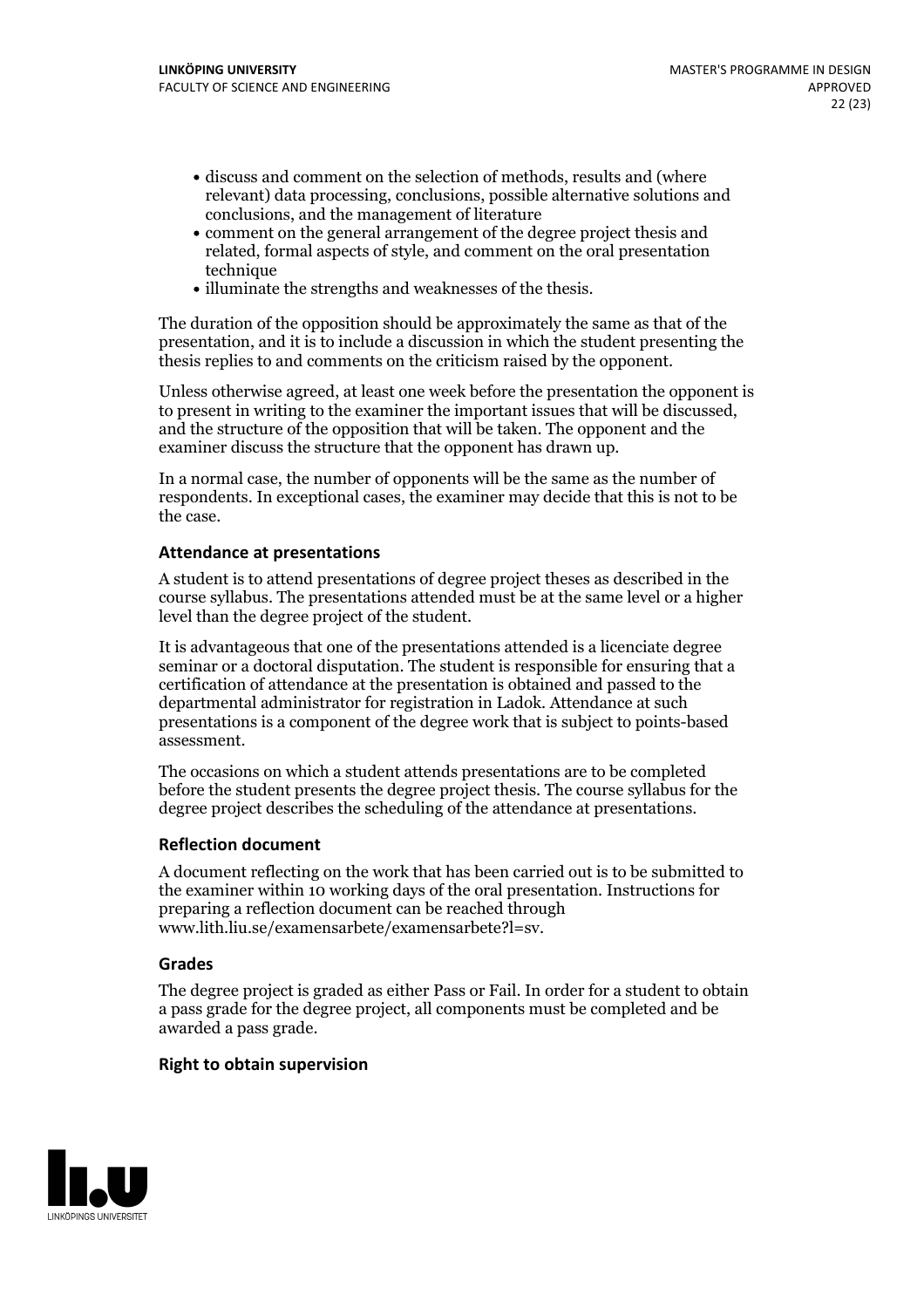- discuss and comment on the selection of methods, results and (where relevant) data processing, conclusions, possible alternative solutions and conclusions, and the management of literature
- comment on the general arrangement of the degree project thesis and related, formal aspects of style, and comment on the oral presentation technique
- illuminate the strengths and weaknesses of the thesis.

The duration of the opposition should be approximately the same as that of the presentation, and it is to include a discussion in which the student presenting the thesis replies to and comments on the criticism raised by the opponent.

Unless otherwise agreed, at least one week before the presentation the opponent is to present in writing to the examiner the important issues that will be discussed, and the structure of the opposition that will be taken. The opponent and the examiner discuss the structure that the opponent has drawn up.

In a normal case, the number of opponents will be the same as the number of respondents. In exceptional cases, the examiner may decide that this is not to be the case.

#### Attendance at presentations

A student is to attend presentations of degree project theses as described in the course syllabus. The presentations attended must be at the same level or a higher level than the degree project of the student.

It is advantageous that one of the presentations attended is a licenciate degree seminar or a doctoral disputation. The student is responsible for ensuring that a certification of attendance at the presentation is obtained and passed to the departmental administrator for registration in Ladok. Attendance at such presentations is a component of the degree work that is subject to points-based assessment.

The occasions on which a student attends presentations are to be completed before the student presents the degree project thesis. The course syllabus for the degree project describes the scheduling of the attendance at presentations.

#### Reflection document

A document reflecting on the work that has been carried out is to be submitted to the examiner within 10 working days of the oral presentation. Instructions for preparing a reflection document can be reached through www.lith.liu.se/examensarbete/examensarbete?l=sv.

#### Grades

The degree project is graded as either Pass or Fail. In order for a student to obtain a pass grade for the degree project, all components must be completed and be awarded a pass grade.

#### Right to obtain supervision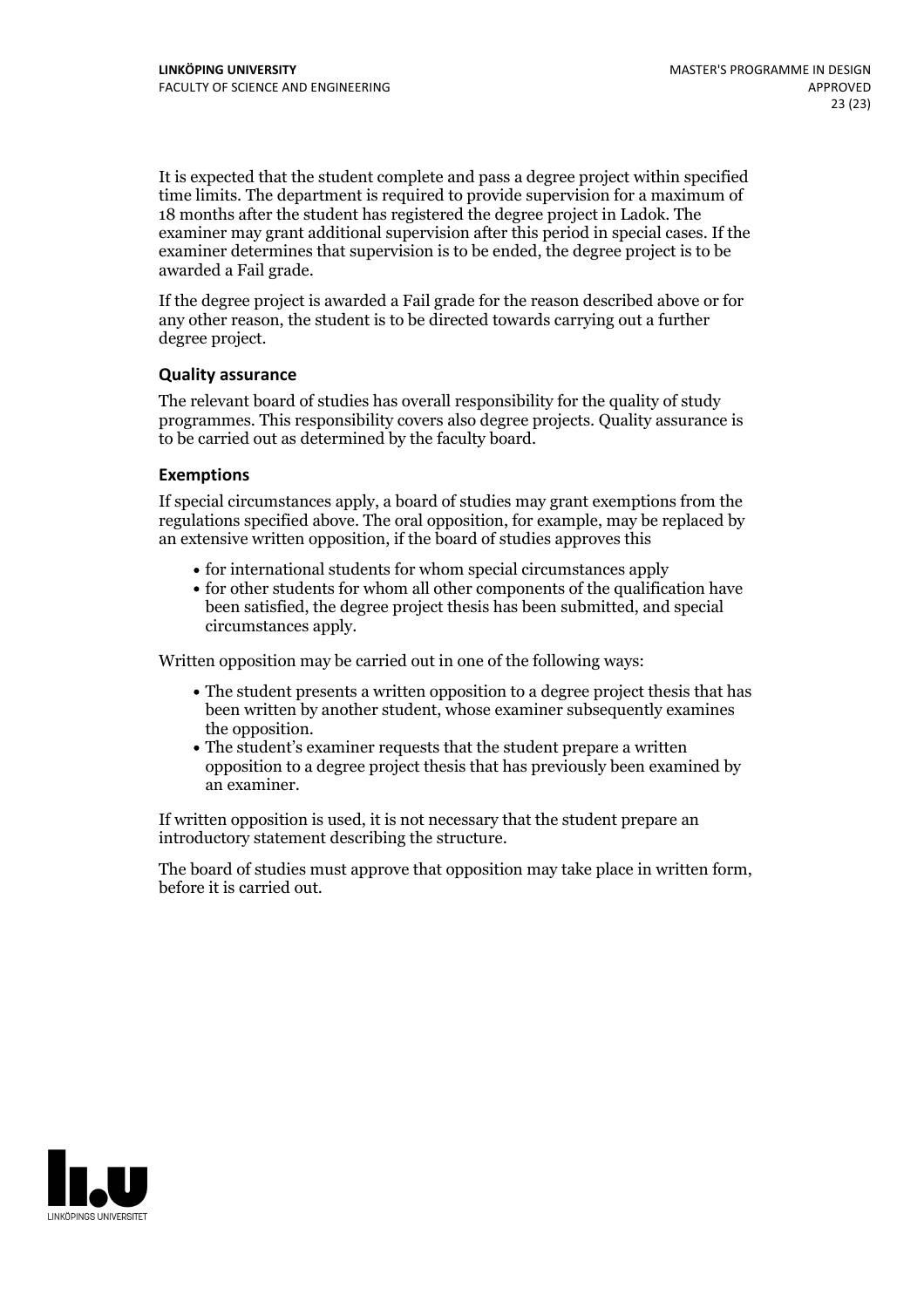It is expected that the student complete and pass a degree project within specified time limits. The department is required to provide supervision for a maximum of 18 months after the student has registered the degree project in Ladok. The examiner may grant additional supervision after this period in special cases. If the examiner determines that supervision is to be ended, the degree project is to be awarded a Fail grade.

If the degree project is awarded a Fail grade for the reason described above or for any other reason, the student is to be directed towards carrying out a further degree project.

### Quality assurance

The relevant board of studies has overall responsibility for the quality of study programmes. This responsibility covers also degree projects. Quality assurance is to be carried out as determined by the faculty board.

### Exemptions

If special circumstances apply, a board of studies may grant exemptions from the regulations specified above. The oral opposition, for example, may be replaced by an extensive written opposition, if the board of studies approves this

- for international students for whom special circumstances apply
- for other students for whom all other components of the qualification have been satisfied, the degree project thesis has been submitted, and special circumstances apply.

Written opposition may be carried out in one of the following ways:

- The student presents a written opposition to a degree project thesis that has been written by another student, whose examiner subsequently examines the opposition.
- The student's examiner requests that the student prepare a written opposition to a degree project thesis that has previously been examined by an examiner.

If written opposition is used, it is not necessary that the student prepare an introductory statement describing the structure.

The board of studies must approve that opposition may take place in written form, before it is carried out.